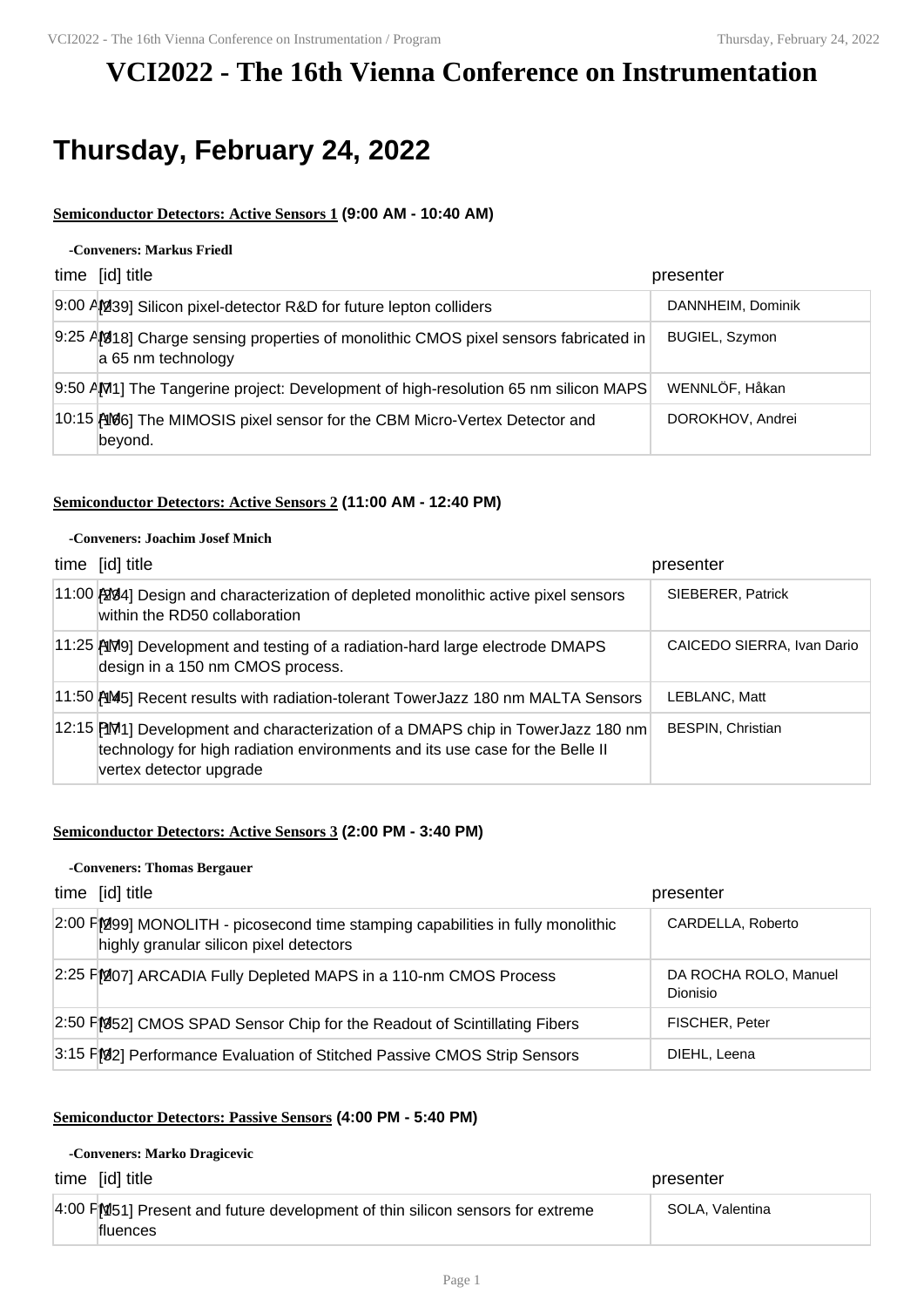# VCI2022 - The 16th Vienna Conference on Instrumentation

## Thursday, February 24, 2022

### Semiconductor Detectors: Active Sensors 1 (9:00 AM - 10:40 AM)

**-Conveners: Markus Friedl**

| time | [id] title | presenter |
| --- | --- | --- |
| 9:00 AM | [239] Silicon pixel-detector R&D for future lepton colliders | DANNHEIM, Dominik |
| 9:25 AM | [318] Charge sensing properties of monolithic CMOS pixel sensors fabricated in a 65 nm technology | BUGIEL, Szymon |
| 9:50 AM | [71] The Tangerine project: Development of high-resolution 65 nm silicon MAPS | WENNLÖF, Håkan |
| 10:15 AM | [106] The MIMOSIS pixel sensor for the CBM Micro-Vertex Detector and beyond. | DOROKHOV, Andrei |

### Semiconductor Detectors: Active Sensors 2 (11:00 AM - 12:40 PM)

**-Conveners: Joachim Josef Mnich**

| time | [id] title | presenter |
| --- | --- | --- |
| 11:00 AM | [284] Design and characterization of depleted monolithic active pixel sensors within the RD50 collaboration | SIEBERER, Patrick |
| 11:25 AM | [179] Development and testing of a radiation-hard large electrode DMAPS design in a 150 nm CMOS process. | CAICEDO SIERRA, Ivan Dario |
| 11:50 AM | [145] Recent results with radiation-tolerant TowerJazz 180 nm MALTA Sensors | LEBLANC, Matt |
| 12:15 PM | [171] Development and characterization of a DMAPS chip in TowerJazz 180 nm technology for high radiation environments and its use case for the Belle II vertex detector upgrade | BESPIN, Christian |

### Semiconductor Detectors: Active Sensors 3 (2:00 PM - 3:40 PM)

**-Conveners: Thomas Bergauer**

| time | [id] title | presenter |
| --- | --- | --- |
| 2:00 PM | [299] MONOLITH - picosecond time stamping capabilities in fully monolithic highly granular silicon pixel detectors | CARDELLA, Roberto |
| 2:25 PM | [207] ARCADIA Fully Depleted MAPS in a 110-nm CMOS Process | DA ROCHA ROLO, Manuel Dionisio |
| 2:50 PM | [352] CMOS SPAD Sensor Chip for the Readout of Scintillating Fibers | FISCHER, Peter |
| 3:15 PM | [32] Performance Evaluation of Stitched Passive CMOS Strip Sensors | DIEHL, Leena |

### Semiconductor Detectors: Passive Sensors (4:00 PM - 5:40 PM)

**-Conveners: Marko Dragicevic**

| time | [id] title | presenter |
| --- | --- | --- |
| 4:00 PM | [251] Present and future development of thin silicon sensors for extreme fluences | SOLA, Valentina |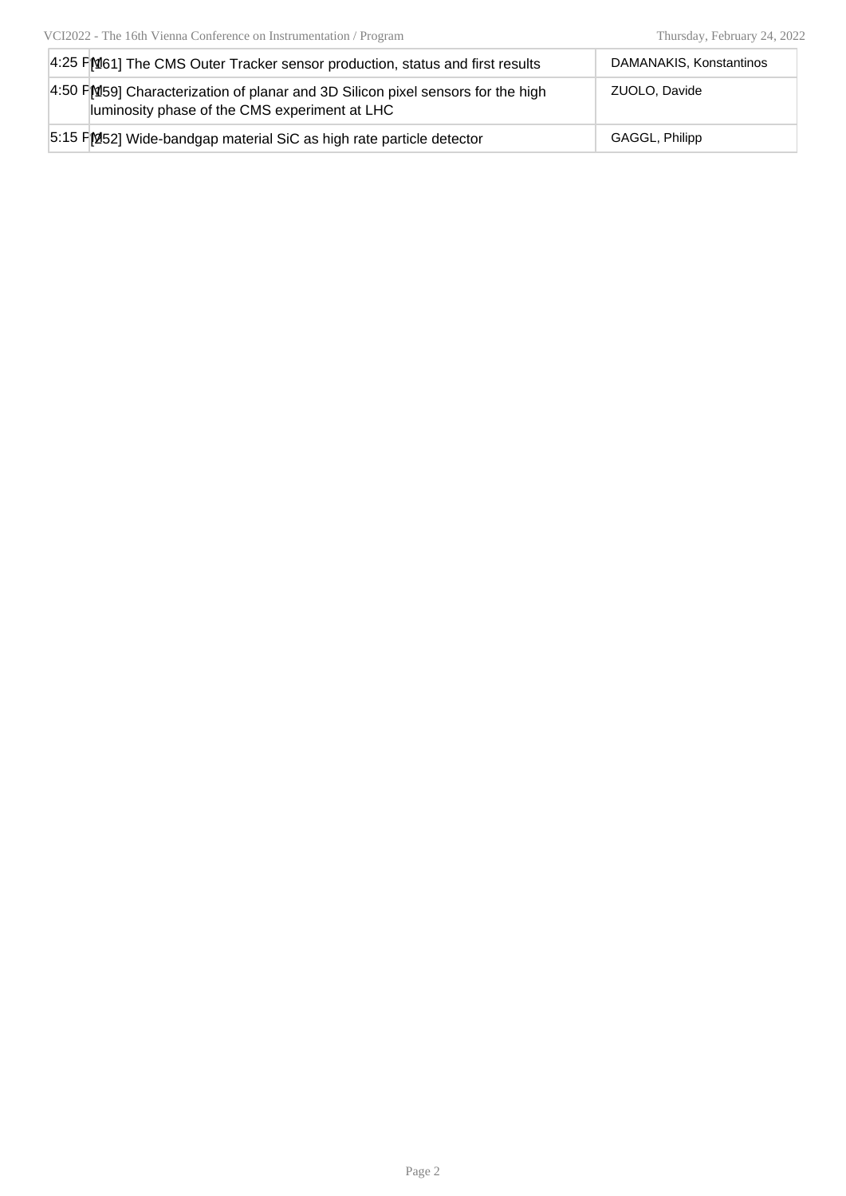| | | |
|---|---|---|
| 4:25 PM | [161] The CMS Outer Tracker sensor production, status and first results | DAMANAKIS, Konstantinos |
| 4:50 PM | [159] Characterization of planar and 3D Silicon pixel sensors for the high luminosity phase of the CMS experiment at LHC | ZUOLO, Davide |
| 5:15 PM | [252] Wide-bandgap material SiC as high rate particle detector | GAGGL, Philipp |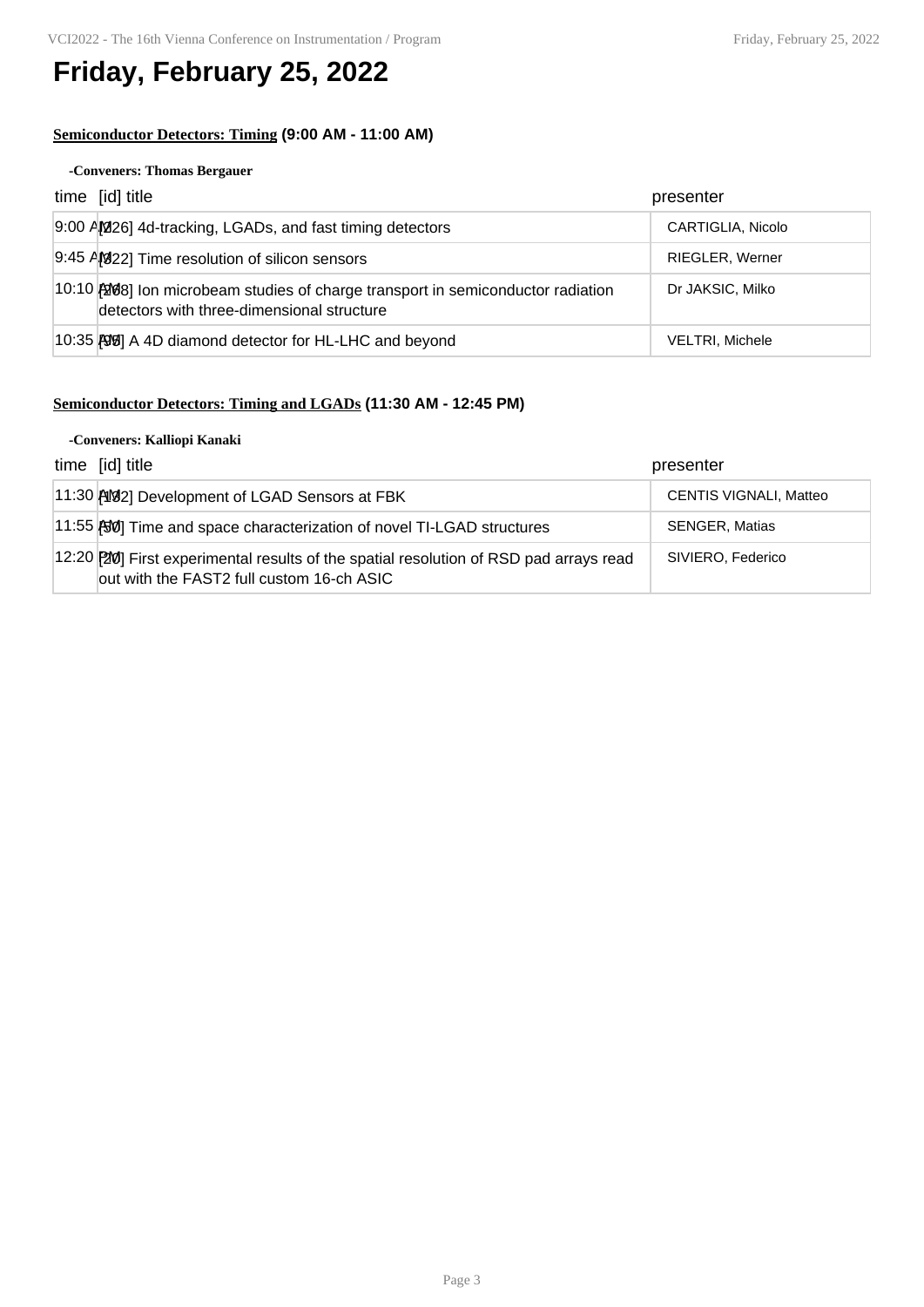# Friday, February 25, 2022

**Semiconductor Detectors: Timing (9:00 AM - 11:00 AM)**

**-Conveners: Thomas Bergauer**

| time | [id] title | presenter |
| --- | --- | --- |
| 9:00 AM | [226] 4d-tracking, LGADs, and fast timing detectors | CARTIGLIA, Nicolo |
| 9:45 AM | [322] Time resolution of silicon sensors | RIEGLER, Werner |
| 10:10 AM | [268] Ion microbeam studies of charge transport in semiconductor radiation detectors with three-dimensional structure | Dr JAKSIC, Milko |
| 10:35 AM | [95] A 4D diamond detector for HL-LHC and beyond | VELTRI, Michele |

**Semiconductor Detectors: Timing and LGADs (11:30 AM - 12:45 PM)**

**-Conveners: Kalliopi Kanaki**

| time | [id] title | presenter |
| --- | --- | --- |
| 11:30 AM | [132] Development of LGAD Sensors at FBK | CENTIS VIGNALI, Matteo |
| 11:55 AM | [50] Time and space characterization of novel TI-LGAD structures | SENGER, Matias |
| 12:20 PM | [20] First experimental results of the spatial resolution of RSD pad arrays read out with the FAST2 full custom 16-ch ASIC | SIVIERO, Federico |